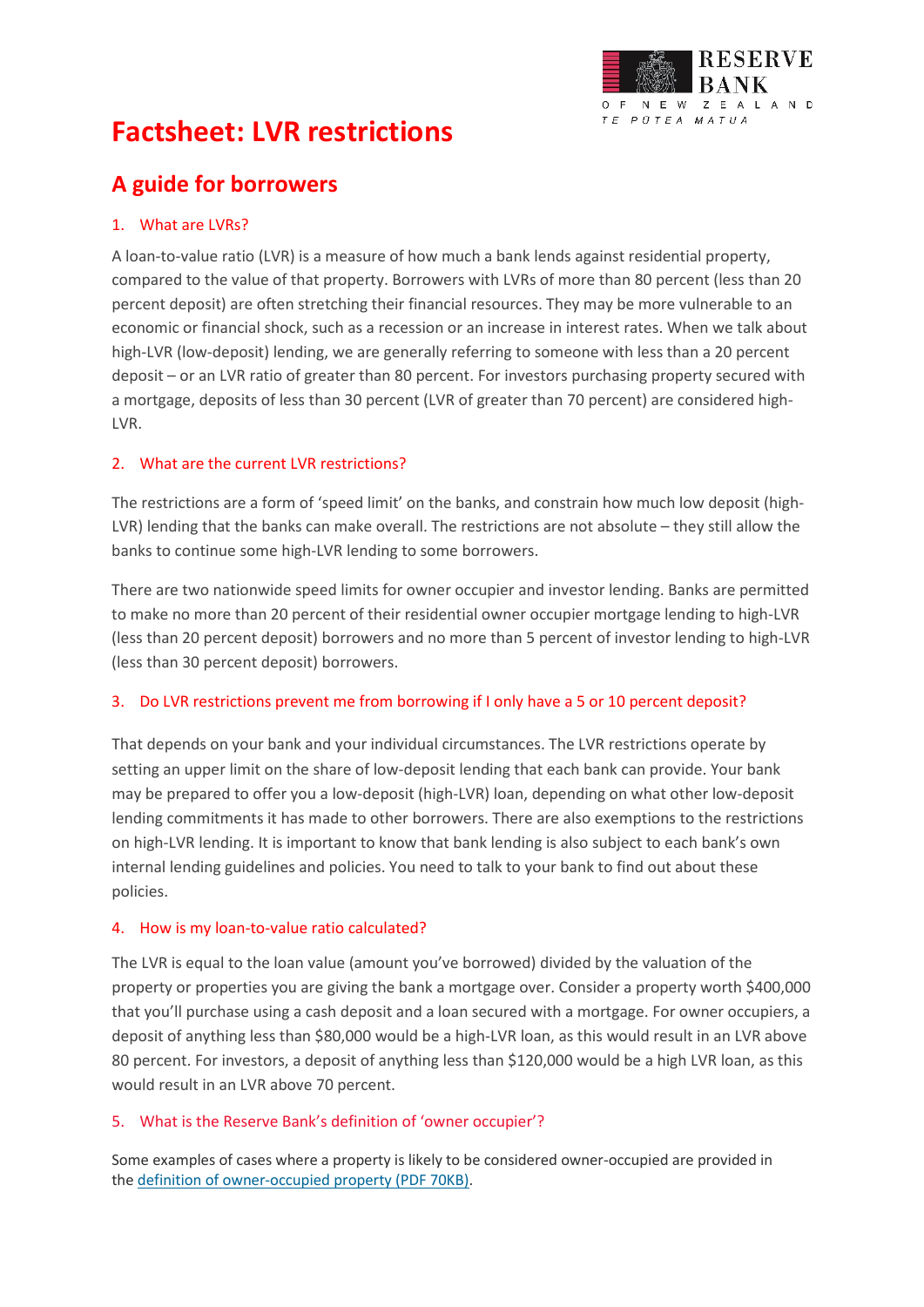# Factsheet: LVR restrictions

## A guide for borrowers

### 1. What are LVRs?

A loan-to-value ratio (LVR) is a measure of how much a bank lends against residential property, compared to the value of that property. Borrowers with LVRs of more than 80 percent (less than 20 percent deposit) are often stretching their financial resources. They may be more vulnerable to an economic or financial shock, such as a recession or an increase in interest rates. When we talk about high-LVR (low-deposit) lending, we are generally referring to someone with less than a 20 percent deposit – or an LVR ratio of greater than 80 percent. For investors purchasing property secured with a mortgage, deposits of less than 30 percent (LVR of greater than 70 percent) are considered high-LVR.

### 2. What are the current LVR restrictions?

The restrictions are a form of 'speed limit' on the banks, and constrain how much low deposit (high-LVR) lending that the banks can make overall. The restrictions are not absolute – they still allow the banks to continue some high-LVR lending to some borrowers.

There are two nationwide speed limits for owner occupier and investor lending. Banks are permitted to make no more than 20 percent of their residential owner occupier mortgage lending to high-LVR (less than 20 percent deposit) borrowers and no more than 5 percent of investor lending to high-LVR (less than 30 percent deposit) borrowers.

### 3. Do LVR restrictions prevent me from borrowing if I only have a 5 or 10 percent deposit?

That depends on your bank and your individual circumstances. The LVR restrictions operate by setting an upper limit on the share of low-deposit lending that each bank can provide. Your bank may be prepared to offer you a low-deposit (high-LVR) loan, depending on what other low-deposit lending commitments it has made to other borrowers. There are also exemptions to the restrictions on high-LVR lending. It is important to know that bank lending is also subject to each bank's own internal lending guidelines and policies. You need to talk to your bank to find out about these policies.

### 4. How is my loan-to-value ratio calculated?

The LVR is equal to the loan value (amount you've borrowed) divided by the valuation of the property or properties you are giving the bank a mortgage over. Consider a property worth $400,000 that you'll purchase using a cash deposit and a loan secured with a mortgage. For owner occupiers, a deposit of anything less than $80,000 would be a high-LVR loan, as this would result in an LVR above 80 percent. For investors, a deposit of anything less than $120,000 would be a high LVR loan, as this would result in an LVR above 70 percent.

### 5. What is the Reserve Bank's definition of 'owner occupier'?

Some examples of cases where a property is likely to be considered owner-occupied are provided in the definition of owner-occupied property (PDF 70KB).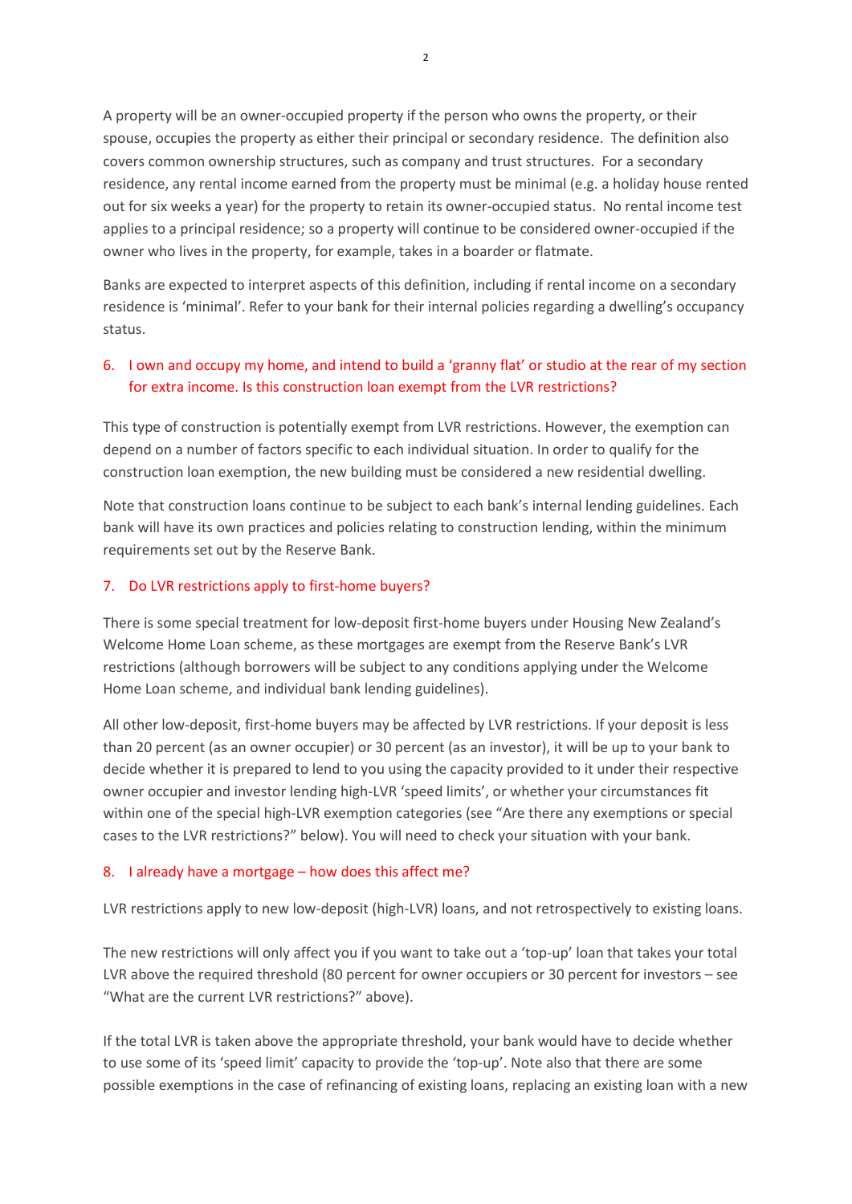A property will be an owner-occupied property if the person who owns the property, or their spouse, occupies the property as either their principal or secondary residence. The definition also covers common ownership structures, such as company and trust structures. For a secondary residence, any rental income earned from the property must be minimal (e.g. a holiday house rented out for six weeks a year) for the property to retain its owner-occupied status. No rental income test applies to a principal residence; so a property will continue to be considered owner-occupied if the owner who lives in the property, for example, takes in a boarder or flatmate.

Banks are expected to interpret aspects of this definition, including if rental income on a secondary residence is 'minimal'. Refer to your bank for their internal policies regarding a dwelling's occupancy status.

### 6. I own and occupy my home, and intend to build a 'granny flat' or studio at the rear of my section for extra income. Is this construction loan exempt from the LVR restrictions?

This type of construction is potentially exempt from LVR restrictions. However, the exemption can depend on a number of factors specific to each individual situation. In order to qualify for the construction loan exemption, the new building must be considered a new residential dwelling.

Note that construction loans continue to be subject to each bank's internal lending guidelines. Each bank will have its own practices and policies relating to construction lending, within the minimum requirements set out by the Reserve Bank.

### 7. Do LVR restrictions apply to first-home buyers?

There is some special treatment for low-deposit first-home buyers under Housing New Zealand's Welcome Home Loan scheme, as these mortgages are exempt from the Reserve Bank's LVR restrictions (although borrowers will be subject to any conditions applying under the Welcome Home Loan scheme, and individual bank lending guidelines).

All other low-deposit, first-home buyers may be affected by LVR restrictions. If your deposit is less than 20 percent (as an owner occupier) or 30 percent (as an investor), it will be up to your bank to decide whether it is prepared to lend to you using the capacity provided to it under their respective owner occupier and investor lending high-LVR 'speed limits', or whether your circumstances fit within one of the special high-LVR exemption categories (see "Are there any exemptions or special cases to the LVR restrictions?" below). You will need to check your situation with your bank.

### 8. I already have a mortgage – how does this affect me?

LVR restrictions apply to new low-deposit (high-LVR) loans, and not retrospectively to existing loans.

The new restrictions will only affect you if you want to take out a 'top-up' loan that takes your total LVR above the required threshold (80 percent for owner occupiers or 30 percent for investors – see "What are the current LVR restrictions?" above).

If the total LVR is taken above the appropriate threshold, your bank would have to decide whether to use some of its 'speed limit' capacity to provide the 'top-up'. Note also that there are some possible exemptions in the case of refinancing of existing loans, replacing an existing loan with a new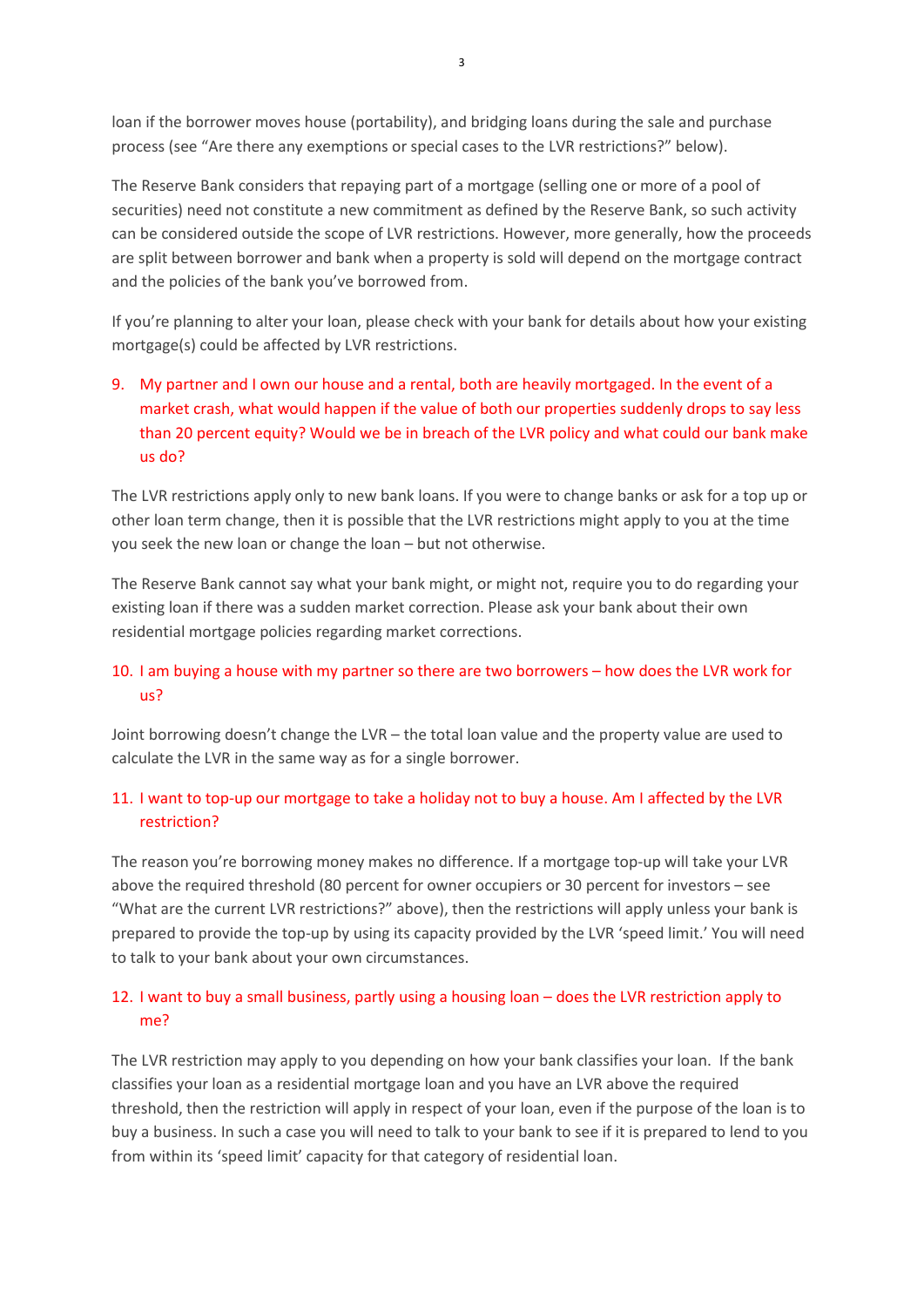loan if the borrower moves house (portability), and bridging loans during the sale and purchase process (see "Are there any exemptions or special cases to the LVR restrictions?" below).

The Reserve Bank considers that repaying part of a mortgage (selling one or more of a pool of securities) need not constitute a new commitment as defined by the Reserve Bank, so such activity can be considered outside the scope of LVR restrictions. However, more generally, how the proceeds are split between borrower and bank when a property is sold will depend on the mortgage contract and the policies of the bank you've borrowed from.

If you're planning to alter your loan, please check with your bank for details about how your existing mortgage(s) could be affected by LVR restrictions.

### 9. My partner and I own our house and a rental, both are heavily mortgaged. In the event of a market crash, what would happen if the value of both our properties suddenly drops to say less than 20 percent equity? Would we be in breach of the LVR policy and what could our bank make us do?

The LVR restrictions apply only to new bank loans. If you were to change banks or ask for a top up or other loan term change, then it is possible that the LVR restrictions might apply to you at the time you seek the new loan or change the loan – but not otherwise.

The Reserve Bank cannot say what your bank might, or might not, require you to do regarding your existing loan if there was a sudden market correction. Please ask your bank about their own residential mortgage policies regarding market corrections.

### 10. I am buying a house with my partner so there are two borrowers – how does the LVR work for us?

Joint borrowing doesn't change the LVR – the total loan value and the property value are used to calculate the LVR in the same way as for a single borrower.

### 11. I want to top-up our mortgage to take a holiday not to buy a house. Am I affected by the LVR restriction?

The reason you're borrowing money makes no difference. If a mortgage top-up will take your LVR above the required threshold (80 percent for owner occupiers or 30 percent for investors – see "What are the current LVR restrictions?" above), then the restrictions will apply unless your bank is prepared to provide the top-up by using its capacity provided by the LVR 'speed limit.' You will need to talk to your bank about your own circumstances.

### 12. I want to buy a small business, partly using a housing loan – does the LVR restriction apply to me?

The LVR restriction may apply to you depending on how your bank classifies your loan. If the bank classifies your loan as a residential mortgage loan and you have an LVR above the required threshold, then the restriction will apply in respect of your loan, even if the purpose of the loan is to buy a business. In such a case you will need to talk to your bank to see if it is prepared to lend to you from within its 'speed limit' capacity for that category of residential loan.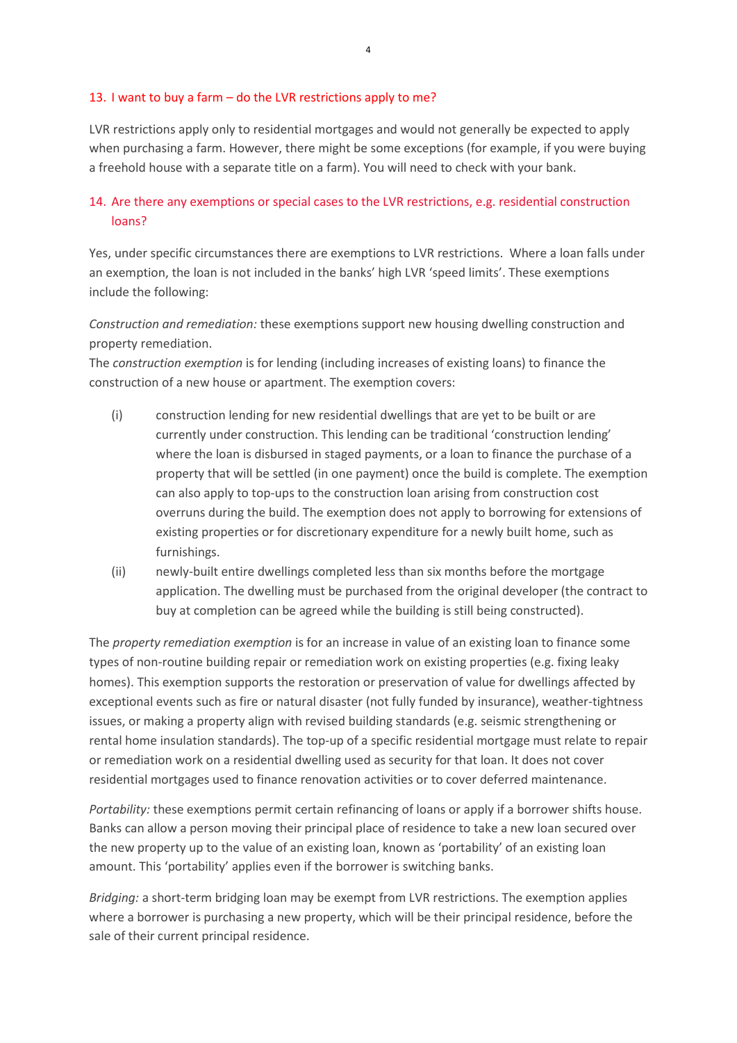## 13. I want to buy a farm – do the LVR restrictions apply to me?

LVR restrictions apply only to residential mortgages and would not generally be expected to apply when purchasing a farm. However, there might be some exceptions (for example, if you were buying a freehold house with a separate title on a farm). You will need to check with your bank.

## 14. Are there any exemptions or special cases to the LVR restrictions, e.g. residential construction loans?

Yes, under specific circumstances there are exemptions to LVR restrictions. Where a loan falls under an exemption, the loan is not included in the banks' high LVR 'speed limits'. These exemptions include the following:

*Construction and remediation:* these exemptions support new housing dwelling construction and property remediation.

The *construction exemption* is for lending (including increases of existing loans) to finance the construction of a new house or apartment. The exemption covers:

(i) construction lending for new residential dwellings that are yet to be built or are currently under construction. This lending can be traditional 'construction lending' where the loan is disbursed in staged payments, or a loan to finance the purchase of a property that will be settled (in one payment) once the build is complete. The exemption can also apply to top-ups to the construction loan arising from construction cost overruns during the build. The exemption does not apply to borrowing for extensions of existing properties or for discretionary expenditure for a newly built home, such as furnishings.

(ii) newly-built entire dwellings completed less than six months before the mortgage application. The dwelling must be purchased from the original developer (the contract to buy at completion can be agreed while the building is still being constructed).

The *property remediation exemption* is for an increase in value of an existing loan to finance some types of non-routine building repair or remediation work on existing properties (e.g. fixing leaky homes). This exemption supports the restoration or preservation of value for dwellings affected by exceptional events such as fire or natural disaster (not fully funded by insurance), weather-tightness issues, or making a property align with revised building standards (e.g. seismic strengthening or rental home insulation standards). The top-up of a specific residential mortgage must relate to repair or remediation work on a residential dwelling used as security for that loan. It does not cover residential mortgages used to finance renovation activities or to cover deferred maintenance.

*Portability:* these exemptions permit certain refinancing of loans or apply if a borrower shifts house. Banks can allow a person moving their principal place of residence to take a new loan secured over the new property up to the value of an existing loan, known as 'portability' of an existing loan amount. This 'portability' applies even if the borrower is switching banks.

*Bridging:* a short-term bridging loan may be exempt from LVR restrictions. The exemption applies where a borrower is purchasing a new property, which will be their principal residence, before the sale of their current principal residence.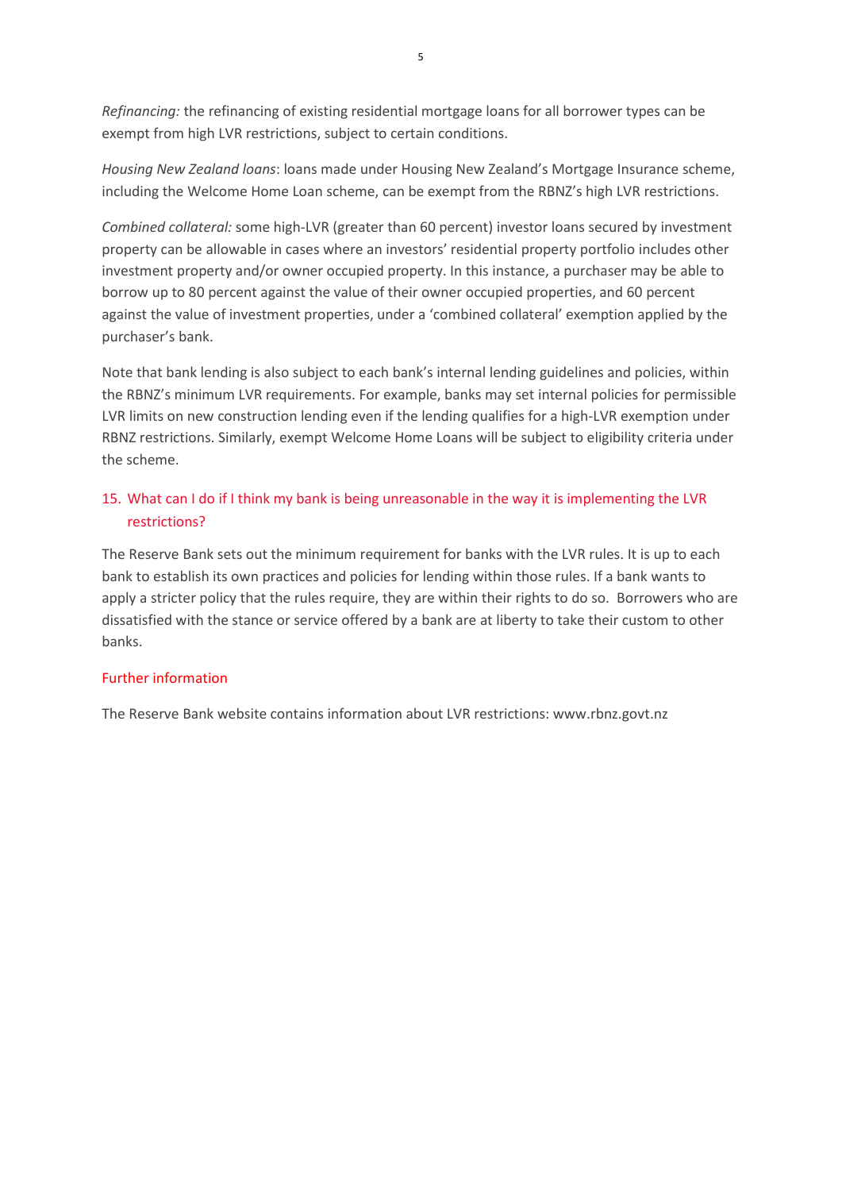*Refinancing:* the refinancing of existing residential mortgage loans for all borrower types can be exempt from high LVR restrictions, subject to certain conditions.

*Housing New Zealand loans*: loans made under Housing New Zealand's Mortgage Insurance scheme, including the Welcome Home Loan scheme, can be exempt from the RBNZ's high LVR restrictions.

*Combined collateral:* some high-LVR (greater than 60 percent) investor loans secured by investment property can be allowable in cases where an investors' residential property portfolio includes other investment property and/or owner occupied property. In this instance, a purchaser may be able to borrow up to 80 percent against the value of their owner occupied properties, and 60 percent against the value of investment properties, under a 'combined collateral' exemption applied by the purchaser's bank.

Note that bank lending is also subject to each bank's internal lending guidelines and policies, within the RBNZ's minimum LVR requirements. For example, banks may set internal policies for permissible LVR limits on new construction lending even if the lending qualifies for a high-LVR exemption under RBNZ restrictions. Similarly, exempt Welcome Home Loans will be subject to eligibility criteria under the scheme.

## 15. What can I do if I think my bank is being unreasonable in the way it is implementing the LVR restrictions?

The Reserve Bank sets out the minimum requirement for banks with the LVR rules. It is up to each bank to establish its own practices and policies for lending within those rules. If a bank wants to apply a stricter policy that the rules require, they are within their rights to do so. Borrowers who are dissatisfied with the stance or service offered by a bank are at liberty to take their custom to other banks.

## Further information

The Reserve Bank website contains information about LVR restrictions: www.rbnz.govt.nz